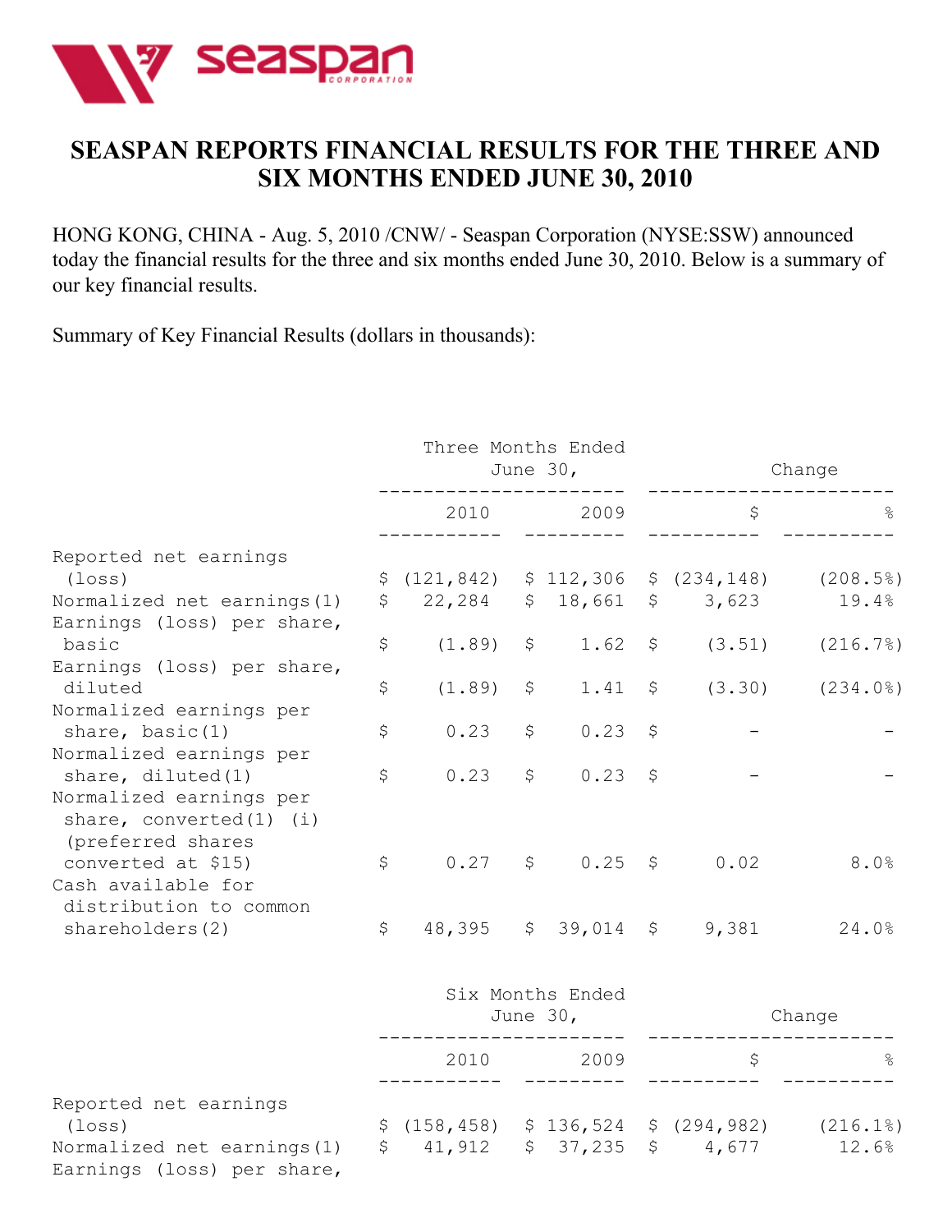# SEASPAN REPORTS FINANCIAL RESULTS FOR THE THREE AND SIX MONTHS ENDED JUNE 30, 2010

HONG KONG, CHINA - Aug. 5, 2010 /CNW/ - Seaspan Corporation (NYSE:SSW) announced today the financial results for the three and six months ended June 30, 2010. Below is a summary of our key financial results.

Summary of Key Financial Results (dollars in thousands):

| | Three Months Ended June 30, | | Change | |
|---|---|---|---|---|
| | 2010 | 2009 | $ | % |
| Reported net earnings (loss) | $ (121,842) | $ 112,306 | $ (234,148) | (208.5%) |
| Normalized net earnings(1) | $ 22,284 | $ 18,661 | $ 3,623 | 19.4% |
| Earnings (loss) per share, basic | $ (1.89) | $ 1.62 | $ (3.51) | (216.7%) |
| Earnings (loss) per share, diluted | $ (1.89) | $ 1.41 | $ (3.30) | (234.0%) |
| Normalized earnings per share, basic(1) | $ 0.23 | $ 0.23 | $ - | - |
| Normalized earnings per share, diluted(1) | $ 0.23 | $ 0.23 | $ - | - |
| Normalized earnings per share, converted(1) (i) (preferred shares converted at $15) | $ 0.27 | $ 0.25 | $ 0.02 | 8.0% |
| Cash available for distribution to common shareholders(2) | $ 48,395 | $ 39,014 | $ 9,381 | 24.0% |

| | Six Months Ended June 30, | | Change | |
|---|---|---|---|---|
| | 2010 | 2009 | $ | % |
| Reported net earnings (loss) | $ (158,458) | $ 136,524 | $ (294,982) | (216.1%) |
| Normalized net earnings(1) | $ 41,912 | $ 37,235 | $ 4,677 | 12.6% |
| Earnings (loss) per share, | | | | |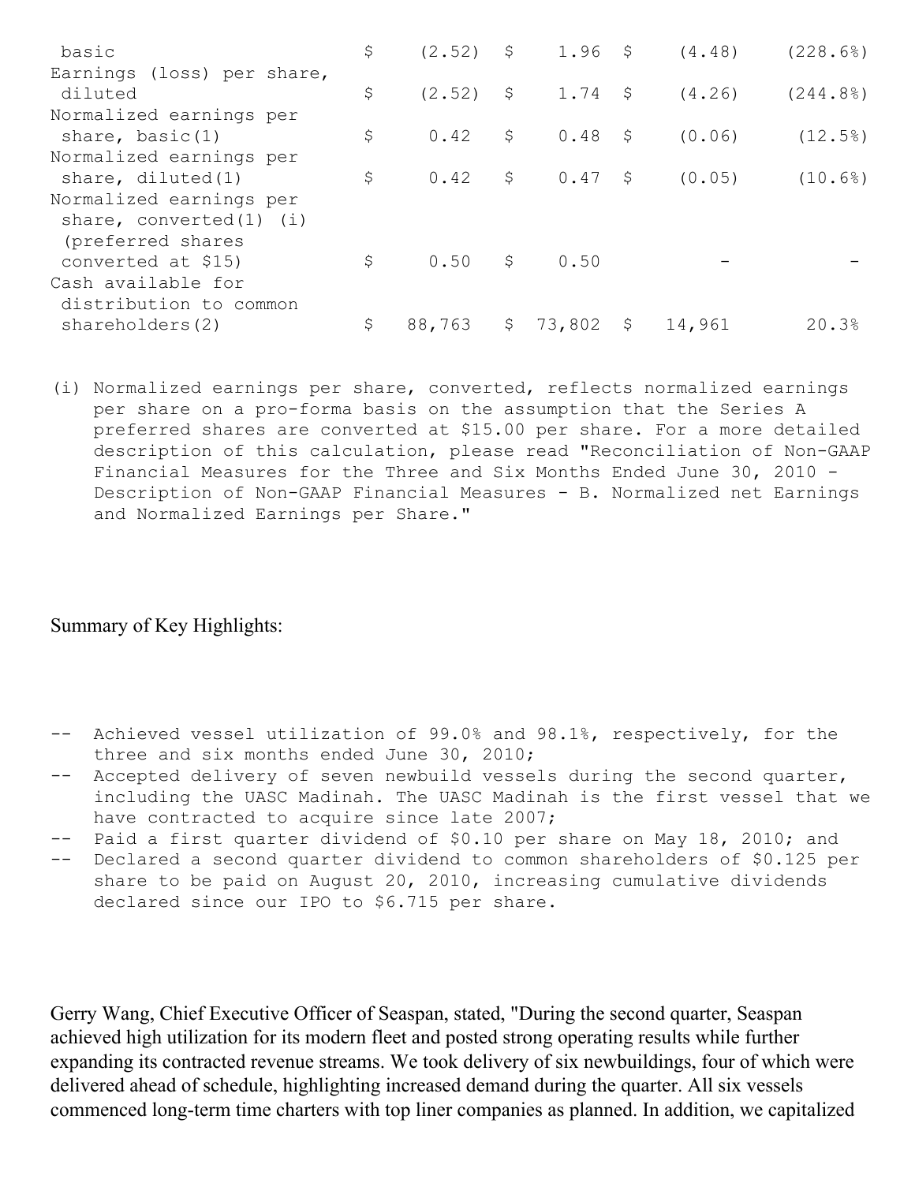| | | | | |
|---|---|---|---|---|
| basic | $ (2.52) | $ 1.96 | $ (4.48) | (228.6%) |
| Earnings (loss) per share, diluted | $ (2.52) | $ 1.74 | $ (4.26) | (244.8%) |
| Normalized earnings per share, basic(1) | $ 0.42 | $ 0.48 | $ (0.06) | (12.5%) |
| Normalized earnings per share, diluted(1) | $ 0.42 | $ 0.47 | $ (0.05) | (10.6%) |
| Normalized earnings per share, converted(1) (i) (preferred shares converted at $15) | $ 0.50 | $ 0.50 | - | - |
| Cash available for distribution to common shareholders(2) | $ 88,763 | $ 73,802 | $ 14,961 | 20.3% |

(i) Normalized earnings per share, converted, reflects normalized earnings per share on a pro-forma basis on the assumption that the Series A preferred shares are converted at $15.00 per share. For a more detailed description of this calculation, please read "Reconciliation of Non-GAAP Financial Measures for the Three and Six Months Ended June 30, 2010 - Description of Non-GAAP Financial Measures - B. Normalized net Earnings and Normalized Earnings per Share."

Summary of Key Highlights:

- Achieved vessel utilization of 99.0% and 98.1%, respectively, for the three and six months ended June 30, 2010;
- Accepted delivery of seven newbuild vessels during the second quarter, including the UASC Madinah. The UASC Madinah is the first vessel that we have contracted to acquire since late 2007;
- Paid a first quarter dividend of $0.10 per share on May 18, 2010; and
- Declared a second quarter dividend to common shareholders of $0.125 per share to be paid on August 20, 2010, increasing cumulative dividends declared since our IPO to $6.715 per share.

Gerry Wang, Chief Executive Officer of Seaspan, stated, "During the second quarter, Seaspan achieved high utilization for its modern fleet and posted strong operating results while further expanding its contracted revenue streams. We took delivery of six newbuildings, four of which were delivered ahead of schedule, highlighting increased demand during the quarter. All six vessels commenced long-term time charters with top liner companies as planned. In addition, we capitalized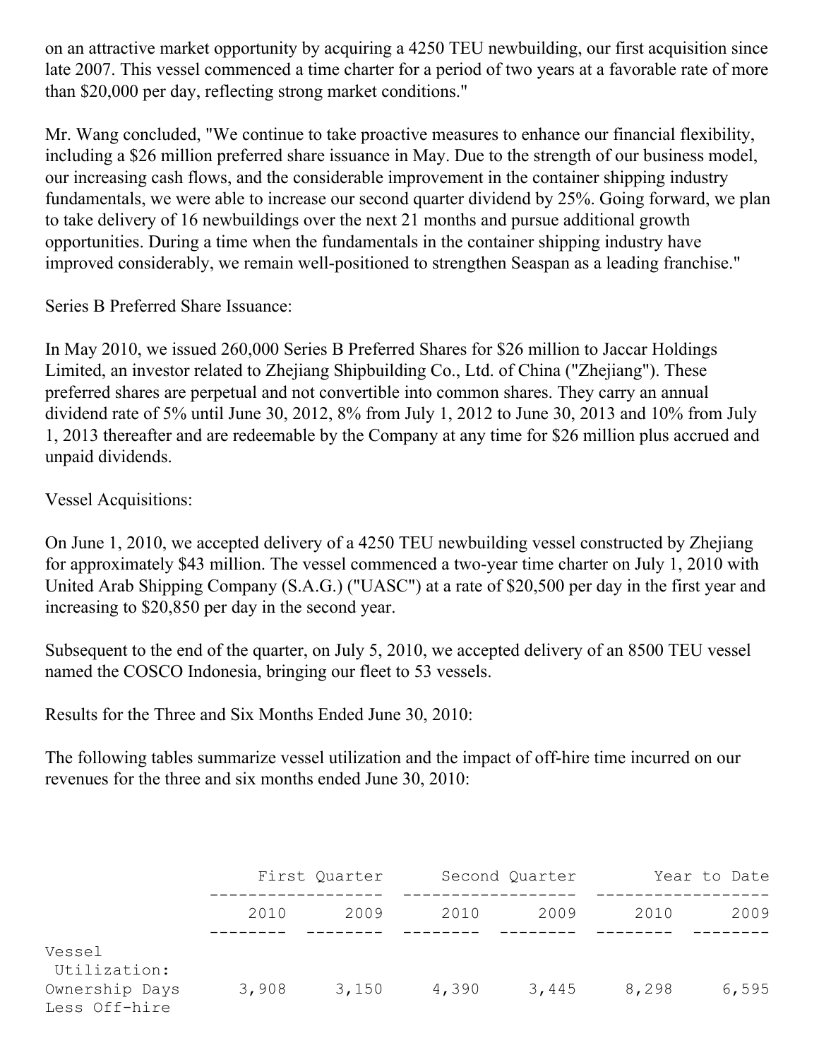on an attractive market opportunity by acquiring a 4250 TEU newbuilding, our first acquisition since late 2007. This vessel commenced a time charter for a period of two years at a favorable rate of more than $20,000 per day, reflecting strong market conditions."

Mr. Wang concluded, "We continue to take proactive measures to enhance our financial flexibility, including a $26 million preferred share issuance in May. Due to the strength of our business model, our increasing cash flows, and the considerable improvement in the container shipping industry fundamentals, we were able to increase our second quarter dividend by 25%. Going forward, we plan to take delivery of 16 newbuildings over the next 21 months and pursue additional growth opportunities. During a time when the fundamentals in the container shipping industry have improved considerably, we remain well-positioned to strengthen Seaspan as a leading franchise."

Series B Preferred Share Issuance:

In May 2010, we issued 260,000 Series B Preferred Shares for $26 million to Jaccar Holdings Limited, an investor related to Zhejiang Shipbuilding Co., Ltd. of China ("Zhejiang"). These preferred shares are perpetual and not convertible into common shares. They carry an annual dividend rate of 5% until June 30, 2012, 8% from July 1, 2012 to June 30, 2013 and 10% from July 1, 2013 thereafter and are redeemable by the Company at any time for $26 million plus accrued and unpaid dividends.

Vessel Acquisitions:

On June 1, 2010, we accepted delivery of a 4250 TEU newbuilding vessel constructed by Zhejiang for approximately $43 million. The vessel commenced a two-year time charter on July 1, 2010 with United Arab Shipping Company (S.A.G.) ("UASC") at a rate of $20,500 per day in the first year and increasing to $20,850 per day in the second year.

Subsequent to the end of the quarter, on July 5, 2010, we accepted delivery of an 8500 TEU vessel named the COSCO Indonesia, bringing our fleet to 53 vessels.

Results for the Three and Six Months Ended June 30, 2010:

The following tables summarize vessel utilization and the impact of off-hire time incurred on our revenues for the three and six months ended June 30, 2010:

| | First Quarter | | Second Quarter | | Year to Date | |
|---|---|---|---|---|---|---|
| | 2010 | 2009 | 2010 | 2009 | 2010 | 2009 |
| Vessel Utilization: | | | | | | |
| Ownership Days | 3,908 | 3,150 | 4,390 | 3,445 | 8,298 | 6,595 |
| Less Off-hire | | | | | | |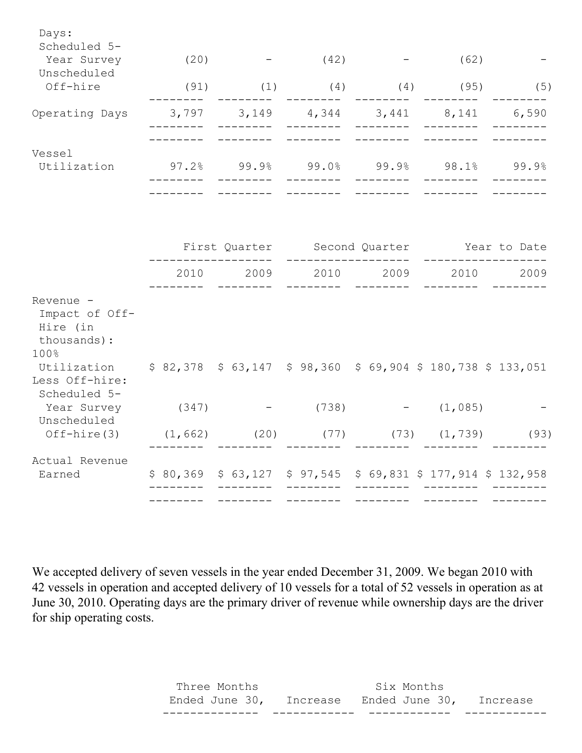| | First Quarter | | Second Quarter | | Year to Date | |
|---|---|---|---|---|---|---|
| | 2010 | 2009 | 2010 | 2009 | 2010 | 2009 |
| Days: | | | | | | |
| Scheduled 5-Year Survey | (20) | - | (42) | - | (62) | - |
| Unscheduled Off-hire | (91) | (1) | (4) | (4) | (95) | (5) |
| Operating Days | 3,797 | 3,149 | 4,344 | 3,441 | 8,141 | 6,590 |
| Vessel Utilization | 97.2% | 99.9% | 99.0% | 99.9% | 98.1% | 99.9% |

| | First Quarter | | Second Quarter | | Year to Date | |
|---|---|---|---|---|---|---|
| | 2010 | 2009 | 2010 | 2009 | 2010 | 2009 |
| Revenue - Impact of Off-Hire (in thousands): | | | | | | |
| 100% Utilization | $ 82,378 | $ 63,147 | $ 98,360 | $ 69,904 | $ 180,738 | $ 133,051 |
| Less Off-hire: | | | | | | |
| Scheduled 5-Year Survey | (347) | - | (738) | - | (1,085) | - |
| Unscheduled Off-hire(3) | (1,662) | (20) | (77) | (73) | (1,739) | (93) |
| Actual Revenue Earned | $ 80,369 | $ 63,127 | $ 97,545 | $ 69,831 | $ 177,914 | $ 132,958 |

We accepted delivery of seven vessels in the year ended December 31, 2009. We began 2010 with 42 vessels in operation and accepted delivery of 10 vessels for a total of 52 vessels in operation as at June 30, 2010. Operating days are the primary driver of revenue while ownership days are the driver for ship operating costs.

| Three Months Ended June 30, | Increase | Six Months Ended June 30, | Increase |
|---|---|---|---|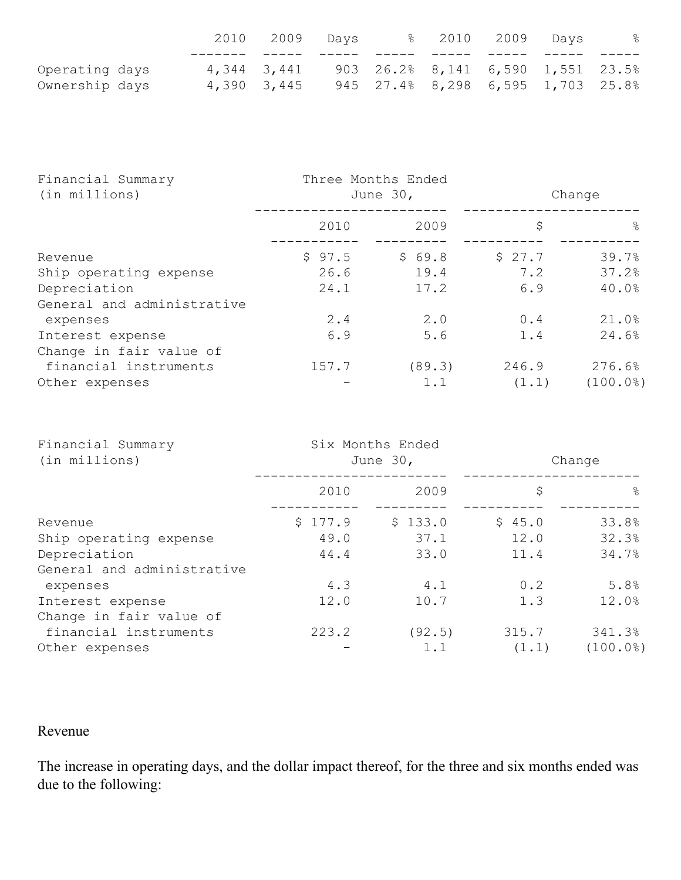|  | 2010 | 2009 | Days | % | 2010 | 2009 | Days | % |
|---|---|---|---|---|---|---|---|---|
| Operating days | 4,344 | 3,441 | 903 | 26.2% | 8,141 | 6,590 | 1,551 | 23.5% |
| Ownership days | 4,390 | 3,445 | 945 | 27.4% | 8,298 | 6,595 | 1,703 | 25.8% |

| Financial Summary (in millions) | Three Months Ended June 30, | | Change | |
|---|---|---|---|---|
|  | 2010 | 2009 | $ | % |
| Revenue | $ 97.5 | $ 69.8 | $ 27.7 | 39.7% |
| Ship operating expense | 26.6 | 19.4 | 7.2 | 37.2% |
| Depreciation | 24.1 | 17.2 | 6.9 | 40.0% |
| General and administrative expenses | 2.4 | 2.0 | 0.4 | 21.0% |
| Interest expense | 6.9 | 5.6 | 1.4 | 24.6% |
| Change in fair value of financial instruments | 157.7 | (89.3) | 246.9 | 276.6% |
| Other expenses | - | 1.1 | (1.1) | (100.0%) |

| Financial Summary (in millions) | Six Months Ended June 30, | | Change | |
|---|---|---|---|---|
|  | 2010 | 2009 | $ | % |
| Revenue | $ 177.9 | $ 133.0 | $ 45.0 | 33.8% |
| Ship operating expense | 49.0 | 37.1 | 12.0 | 32.3% |
| Depreciation | 44.4 | 33.0 | 11.4 | 34.7% |
| General and administrative expenses | 4.3 | 4.1 | 0.2 | 5.8% |
| Interest expense | 12.0 | 10.7 | 1.3 | 12.0% |
| Change in fair value of financial instruments | 223.2 | (92.5) | 315.7 | 341.3% |
| Other expenses | - | 1.1 | (1.1) | (100.0%) |

Revenue

The increase in operating days, and the dollar impact thereof, for the three and six months ended was due to the following: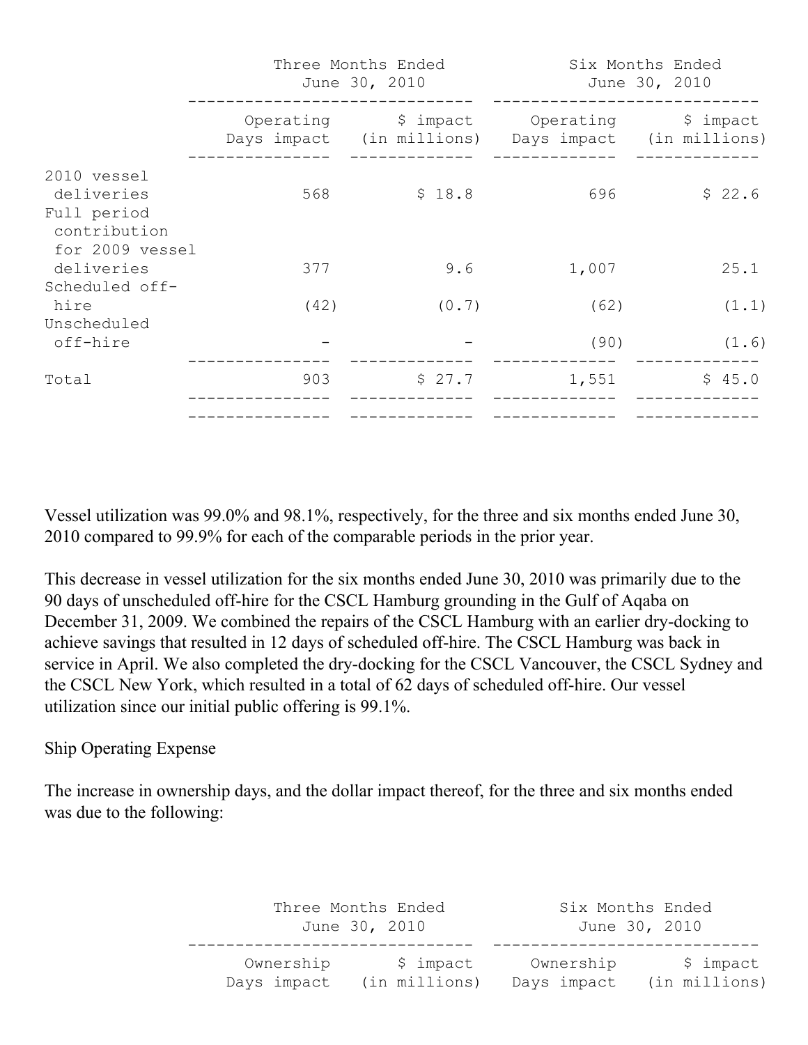| | Three Months Ended June 30, 2010 | | Six Months Ended June 30, 2010 | |
|---|---|---|---|---|
| | Operating Days impact | $ impact (in millions) | Operating Days impact | $ impact (in millions) |
| 2010 vessel deliveries | 568 | $ 18.8 | 696 | $ 22.6 |
| Full period contribution for 2009 vessel deliveries | 377 | 9.6 | 1,007 | 25.1 |
| Scheduled off-hire | (42) | (0.7) | (62) | (1.1) |
| Unscheduled off-hire | - | - | (90) | (1.6) |
| Total | 903 | $ 27.7 | 1,551 | $ 45.0 |

Vessel utilization was 99.0% and 98.1%, respectively, for the three and six months ended June 30, 2010 compared to 99.9% for each of the comparable periods in the prior year.

This decrease in vessel utilization for the six months ended June 30, 2010 was primarily due to the 90 days of unscheduled off-hire for the CSCL Hamburg grounding in the Gulf of Aqaba on December 31, 2009. We combined the repairs of the CSCL Hamburg with an earlier dry-docking to achieve savings that resulted in 12 days of scheduled off-hire. The CSCL Hamburg was back in service in April. We also completed the dry-docking for the CSCL Vancouver, the CSCL Sydney and the CSCL New York, which resulted in a total of 62 days of scheduled off-hire. Our vessel utilization since our initial public offering is 99.1%.

Ship Operating Expense

The increase in ownership days, and the dollar impact thereof, for the three and six months ended was due to the following:

| | Three Months Ended June 30, 2010 | | Six Months Ended June 30, 2010 | |
|---|---|---|---|---|
| | Ownership Days impact | $ impact (in millions) | Ownership Days impact | $ impact (in millions) |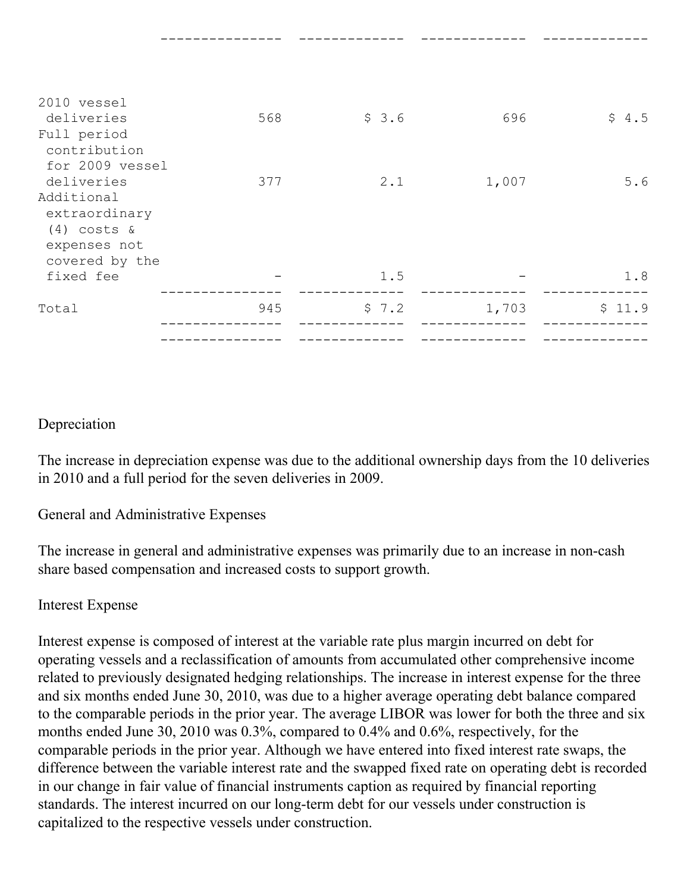| | | | | |
|---|---|---|---|---|
| 2010 vessel deliveries | 568 | $ 3.6 | 696 | $ 4.5 |
| Full period contribution for 2009 vessel deliveries | 377 | 2.1 | 1,007 | 5.6 |
| Additional extraordinary (4) costs & expenses not covered by the fixed fee | - | 1.5 | - | 1.8 |
| Total | 945 | $ 7.2 | 1,703 | $ 11.9 |

Depreciation

The increase in depreciation expense was due to the additional ownership days from the 10 deliveries in 2010 and a full period for the seven deliveries in 2009.

General and Administrative Expenses

The increase in general and administrative expenses was primarily due to an increase in non-cash share based compensation and increased costs to support growth.

Interest Expense

Interest expense is composed of interest at the variable rate plus margin incurred on debt for operating vessels and a reclassification of amounts from accumulated other comprehensive income related to previously designated hedging relationships. The increase in interest expense for the three and six months ended June 30, 2010, was due to a higher average operating debt balance compared to the comparable periods in the prior year. The average LIBOR was lower for both the three and six months ended June 30, 2010 was 0.3%, compared to 0.4% and 0.6%, respectively, for the comparable periods in the prior year. Although we have entered into fixed interest rate swaps, the difference between the variable interest rate and the swapped fixed rate on operating debt is recorded in our change in fair value of financial instruments caption as required by financial reporting standards. The interest incurred on our long-term debt for our vessels under construction is capitalized to the respective vessels under construction.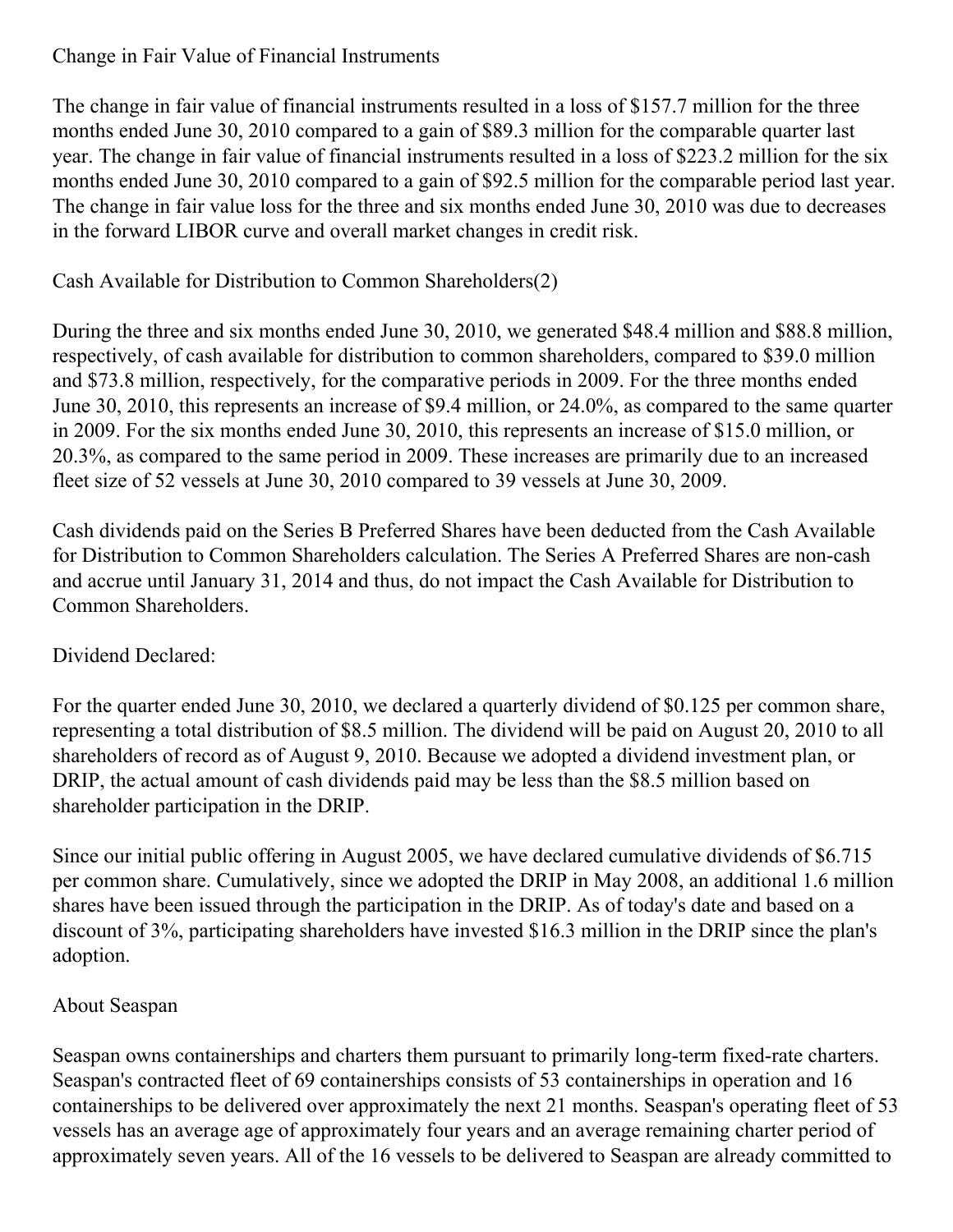Change in Fair Value of Financial Instruments

The change in fair value of financial instruments resulted in a loss of $157.7 million for the three months ended June 30, 2010 compared to a gain of $89.3 million for the comparable quarter last year. The change in fair value of financial instruments resulted in a loss of $223.2 million for the six months ended June 30, 2010 compared to a gain of $92.5 million for the comparable period last year. The change in fair value loss for the three and six months ended June 30, 2010 was due to decreases in the forward LIBOR curve and overall market changes in credit risk.

Cash Available for Distribution to Common Shareholders(2)

During the three and six months ended June 30, 2010, we generated $48.4 million and $88.8 million, respectively, of cash available for distribution to common shareholders, compared to $39.0 million and $73.8 million, respectively, for the comparative periods in 2009. For the three months ended June 30, 2010, this represents an increase of $9.4 million, or 24.0%, as compared to the same quarter in 2009. For the six months ended June 30, 2010, this represents an increase of $15.0 million, or 20.3%, as compared to the same period in 2009. These increases are primarily due to an increased fleet size of 52 vessels at June 30, 2010 compared to 39 vessels at June 30, 2009.

Cash dividends paid on the Series B Preferred Shares have been deducted from the Cash Available for Distribution to Common Shareholders calculation. The Series A Preferred Shares are non-cash and accrue until January 31, 2014 and thus, do not impact the Cash Available for Distribution to Common Shareholders.

Dividend Declared:

For the quarter ended June 30, 2010, we declared a quarterly dividend of $0.125 per common share, representing a total distribution of $8.5 million. The dividend will be paid on August 20, 2010 to all shareholders of record as of August 9, 2010. Because we adopted a dividend investment plan, or DRIP, the actual amount of cash dividends paid may be less than the $8.5 million based on shareholder participation in the DRIP.

Since our initial public offering in August 2005, we have declared cumulative dividends of $6.715 per common share. Cumulatively, since we adopted the DRIP in May 2008, an additional 1.6 million shares have been issued through the participation in the DRIP. As of today's date and based on a discount of 3%, participating shareholders have invested $16.3 million in the DRIP since the plan's adoption.

About Seaspan

Seaspan owns containerships and charters them pursuant to primarily long-term fixed-rate charters. Seaspan's contracted fleet of 69 containerships consists of 53 containerships in operation and 16 containerships to be delivered over approximately the next 21 months. Seaspan's operating fleet of 53 vessels has an average age of approximately four years and an average remaining charter period of approximately seven years. All of the 16 vessels to be delivered to Seaspan are already committed to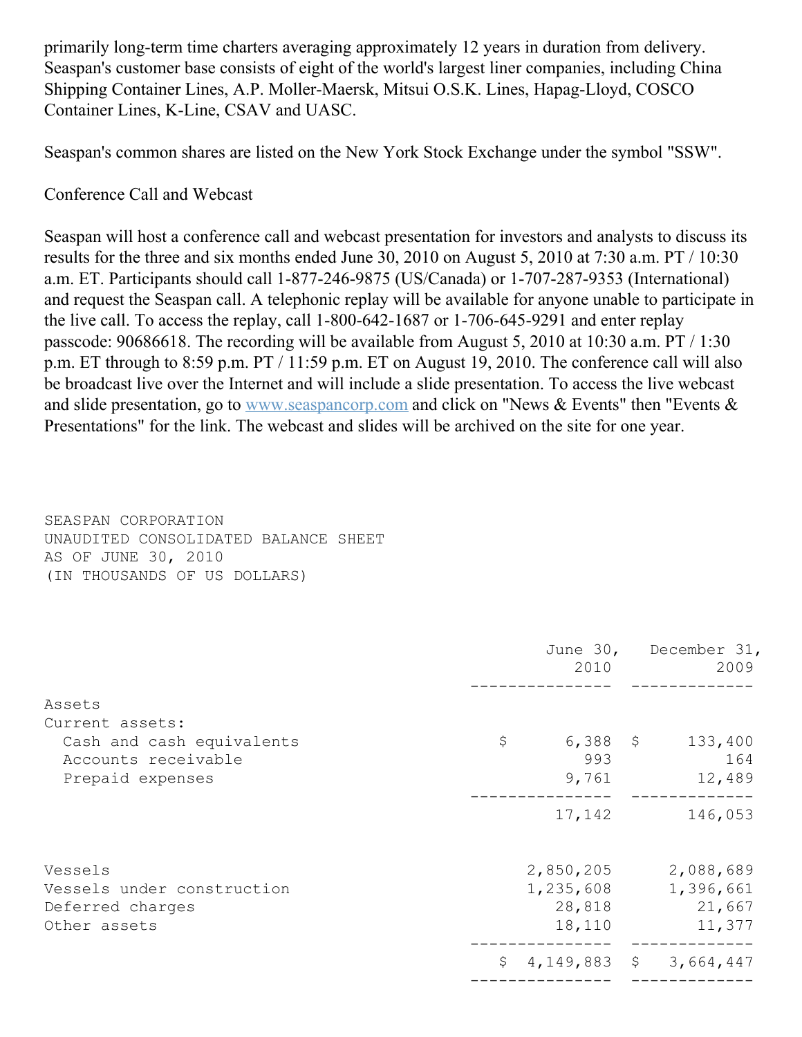primarily long-term time charters averaging approximately 12 years in duration from delivery. Seaspan's customer base consists of eight of the world's largest liner companies, including China Shipping Container Lines, A.P. Moller-Maersk, Mitsui O.S.K. Lines, Hapag-Lloyd, COSCO Container Lines, K-Line, CSAV and UASC.

Seaspan's common shares are listed on the New York Stock Exchange under the symbol "SSW".

Conference Call and Webcast

Seaspan will host a conference call and webcast presentation for investors and analysts to discuss its results for the three and six months ended June 30, 2010 on August 5, 2010 at 7:30 a.m. PT / 10:30 a.m. ET. Participants should call 1-877-246-9875 (US/Canada) or 1-707-287-9353 (International) and request the Seaspan call. A telephonic replay will be available for anyone unable to participate in the live call. To access the replay, call 1-800-642-1687 or 1-706-645-9291 and enter replay passcode: 90686618. The recording will be available from August 5, 2010 at 10:30 a.m. PT / 1:30 p.m. ET through to 8:59 p.m. PT / 11:59 p.m. ET on August 19, 2010. The conference call will also be broadcast live over the Internet and will include a slide presentation. To access the live webcast and slide presentation, go to www.seaspancorp.com and click on "News & Events" then "Events & Presentations" for the link. The webcast and slides will be archived on the site for one year.

SEASPAN CORPORATION
UNAUDITED CONSOLIDATED BALANCE SHEET
AS OF JUNE 30, 2010
(IN THOUSANDS OF US DOLLARS)

| | June 30, 2010 | December 31, 2009 |
|---|---|---|
| Assets | | |
| Current assets: | | |
| Cash and cash equivalents | $ 6,388 | $ 133,400 |
| Accounts receivable | 993 | 164 |
| Prepaid expenses | 9,761 | 12,489 |
| | 17,142 | 146,053 |
| Vessels | 2,850,205 | 2,088,689 |
| Vessels under construction | 1,235,608 | 1,396,661 |
| Deferred charges | 28,818 | 21,667 |
| Other assets | 18,110 | 11,377 |
| | $ 4,149,883 | $ 3,664,447 |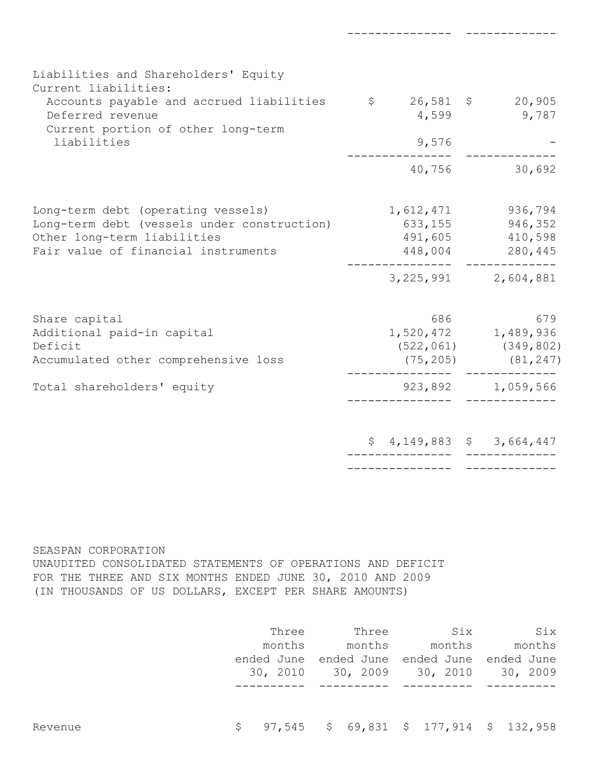| | | |
|---|---|---|
| Liabilities and Shareholders' Equity | | |
| Current liabilities: | | |
| Accounts payable and accrued liabilities | $ 26,581 | $ 20,905 |
| Deferred revenue | 4,599 | 9,787 |
| Current portion of other long-term liabilities | 9,576 | - |
| | 40,756 | 30,692 |
| Long-term debt (operating vessels) | 1,612,471 | 936,794 |
| Long-term debt (vessels under construction) | 633,155 | 946,352 |
| Other long-term liabilities | 491,605 | 410,598 |
| Fair value of financial instruments | 448,004 | 280,445 |
| | 3,225,991 | 2,604,881 |
| Share capital | 686 | 679 |
| Additional paid-in capital | 1,520,472 | 1,489,936 |
| Deficit | (522,061) | (349,802) |
| Accumulated other comprehensive loss | (75,205) | (81,247) |
| Total shareholders' equity | 923,892 | 1,059,566 |
| | $ 4,149,883 | $ 3,664,447 |

SEASPAN CORPORATION
UNAUDITED CONSOLIDATED STATEMENTS OF OPERATIONS AND DEFICIT
FOR THE THREE AND SIX MONTHS ENDED JUNE 30, 2010 AND 2009
(IN THOUSANDS OF US DOLLARS, EXCEPT PER SHARE AMOUNTS)

| | Three months ended June 30, 2010 | Three months ended June 30, 2009 | Six months ended June 30, 2010 | Six months ended June 30, 2009 |
|---|---|---|---|---|
| Revenue | $ 97,545 | $ 69,831 | $ 177,914 | $ 132,958 |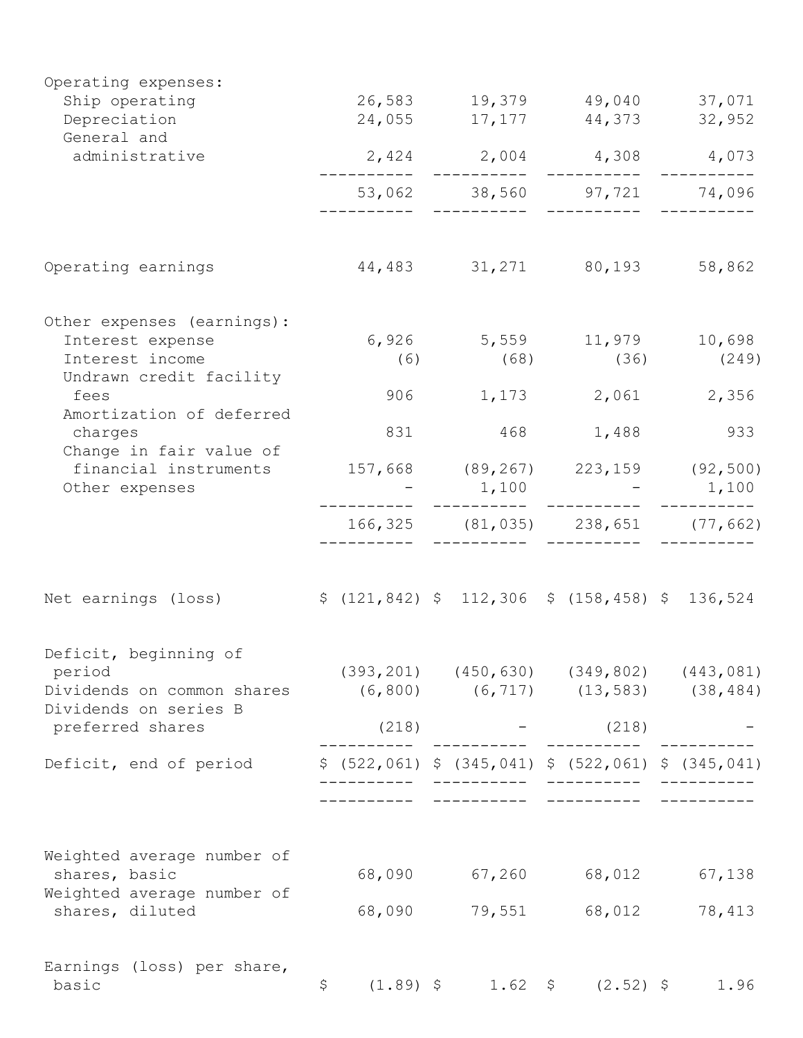| | | | | |
|---|---|---|---|---|
| Operating expenses: | | | | |
| Ship operating | 26,583 | 19,379 | 49,040 | 37,071 |
| Depreciation | 24,055 | 17,177 | 44,373 | 32,952 |
| General and administrative | 2,424 | 2,004 | 4,308 | 4,073 |
| | 53,062 | 38,560 | 97,721 | 74,096 |
| Operating earnings | 44,483 | 31,271 | 80,193 | 58,862 |
| Other expenses (earnings): | | | | |
| Interest expense | 6,926 | 5,559 | 11,979 | 10,698 |
| Interest income | (6) | (68) | (36) | (249) |
| Undrawn credit facility fees | 906 | 1,173 | 2,061 | 2,356 |
| Amortization of deferred charges | 831 | 468 | 1,488 | 933 |
| Change in fair value of financial instruments | 157,668 | (89,267) | 223,159 | (92,500) |
| Other expenses | - | 1,100 | - | 1,100 |
| | 166,325 | (81,035) | 238,651 | (77,662) |
| Net earnings (loss) | $ (121,842) | $ 112,306 | $ (158,458) | $ 136,524 |
| Deficit, beginning of period | (393,201) | (450,630) | (349,802) | (443,081) |
| Dividends on common shares | (6,800) | (6,717) | (13,583) | (38,484) |
| Dividends on series B preferred shares | (218) | - | (218) | - |
| Deficit, end of period | $ (522,061) | $ (345,041) | $ (522,061) | $ (345,041) |
| Weighted average number of shares, basic | 68,090 | 67,260 | 68,012 | 67,138 |
| Weighted average number of shares, diluted | 68,090 | 79,551 | 68,012 | 78,413 |
| Earnings (loss) per share, basic | $ (1.89) | $ 1.62 | $ (2.52) | $ 1.96 |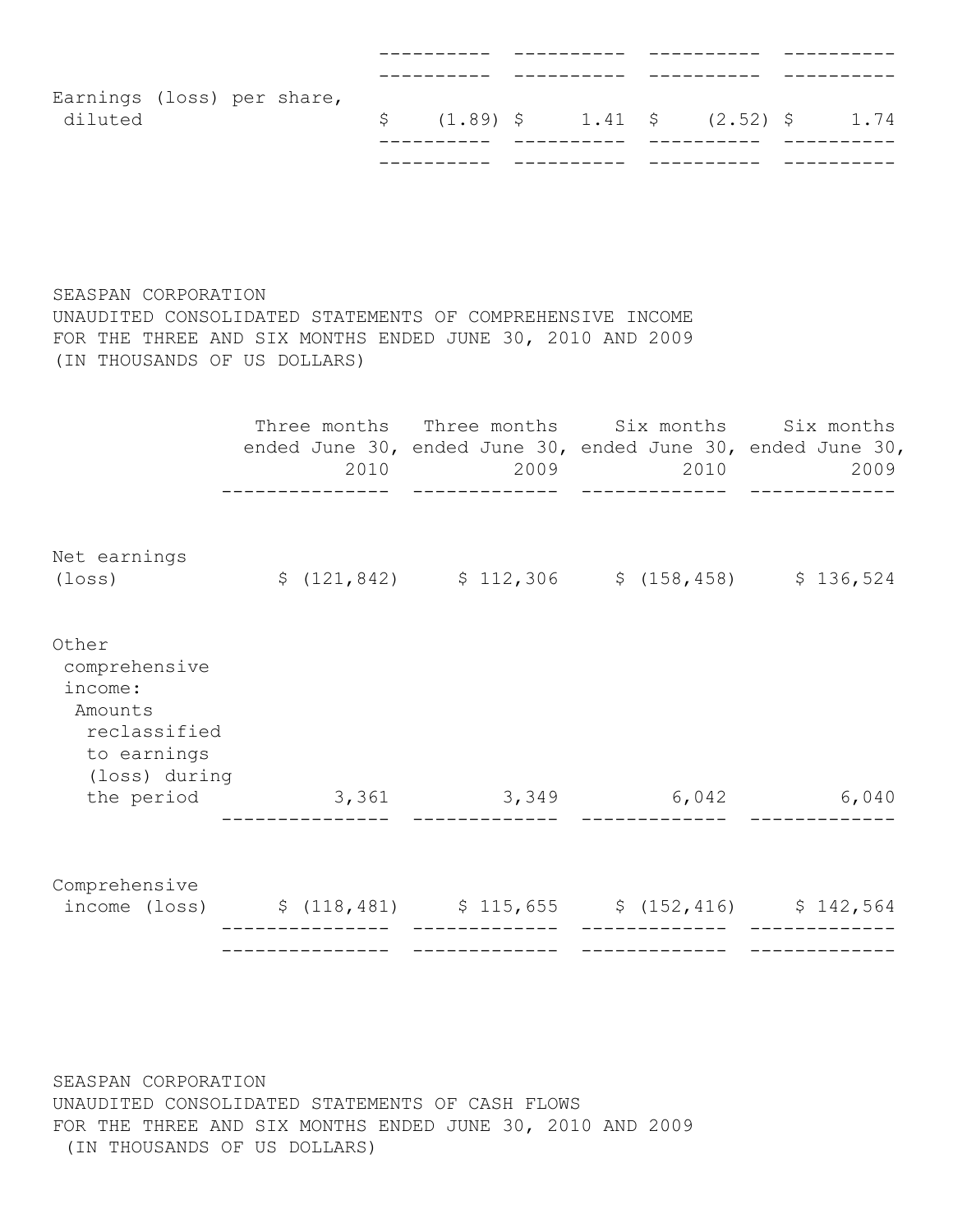| | | | | |
|---|---|---|---|---|
| Earnings (loss) per share, diluted | $ (1.89) | $ 1.41 | $ (2.52) | $ 1.74 |

SEASPAN CORPORATION
UNAUDITED CONSOLIDATED STATEMENTS OF COMPREHENSIVE INCOME
FOR THE THREE AND SIX MONTHS ENDED JUNE 30, 2010 AND 2009
(IN THOUSANDS OF US DOLLARS)

| | Three months ended June 30, 2010 | Three months ended June 30, 2009 | Six months ended June 30, 2010 | Six months ended June 30, 2009 |
|---|---|---|---|---|
| Net earnings (loss) | $ (121,842) | $ 112,306 | $ (158,458) | $ 136,524 |
| Other comprehensive income: | | | | |
| Amounts reclassified to earnings (loss) during the period | 3,361 | 3,349 | 6,042 | 6,040 |
| Comprehensive income (loss) | $ (118,481) | $ 115,655 | $ (152,416) | $ 142,564 |

SEASPAN CORPORATION
UNAUDITED CONSOLIDATED STATEMENTS OF CASH FLOWS
FOR THE THREE AND SIX MONTHS ENDED JUNE 30, 2010 AND 2009
(IN THOUSANDS OF US DOLLARS)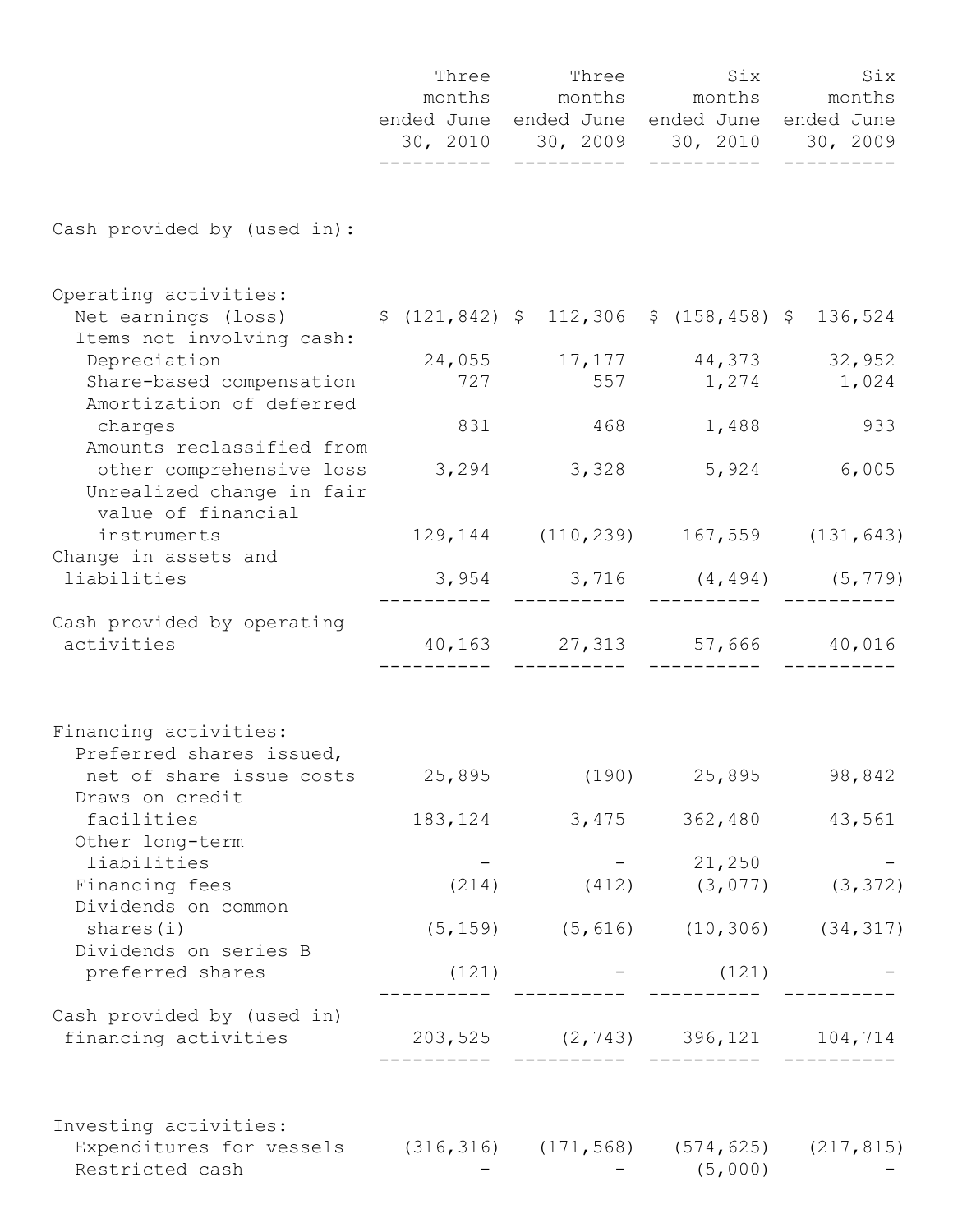| | Three months ended June 30, 2010 | Three months ended June 30, 2009 | Six months ended June 30, 2010 | Six months ended June 30, 2009 |
|---|---|---|---|---|
| Cash provided by (used in): | | | | |
| Operating activities: | | | | |
| Net earnings (loss) | $ (121,842) | $ 112,306 | $ (158,458) | $ 136,524 |
| Items not involving cash: | | | | |
| Depreciation | 24,055 | 17,177 | 44,373 | 32,952 |
| Share-based compensation | 727 | 557 | 1,274 | 1,024 |
| Amortization of deferred charges | 831 | 468 | 1,488 | 933 |
| Amounts reclassified from other comprehensive loss | 3,294 | 3,328 | 5,924 | 6,005 |
| Unrealized change in fair value of financial instruments | 129,144 | (110,239) | 167,559 | (131,643) |
| Change in assets and liabilities | 3,954 | 3,716 | (4,494) | (5,779) |
| Cash provided by operating activities | 40,163 | 27,313 | 57,666 | 40,016 |
| Financing activities: | | | | |
| Preferred shares issued, net of share issue costs | 25,895 | (190) | 25,895 | 98,842 |
| Draws on credit facilities | 183,124 | 3,475 | 362,480 | 43,561 |
| Other long-term liabilities | - | - | 21,250 | - |
| Financing fees | (214) | (412) | (3,077) | (3,372) |
| Dividends on common shares(i) | (5,159) | (5,616) | (10,306) | (34,317) |
| Dividends on series B preferred shares | (121) | - | (121) | - |
| Cash provided by (used in) financing activities | 203,525 | (2,743) | 396,121 | 104,714 |
| Investing activities: | | | | |
| Expenditures for vessels | (316,316) | (171,568) | (574,625) | (217,815) |
| Restricted cash | - | - | (5,000) | - |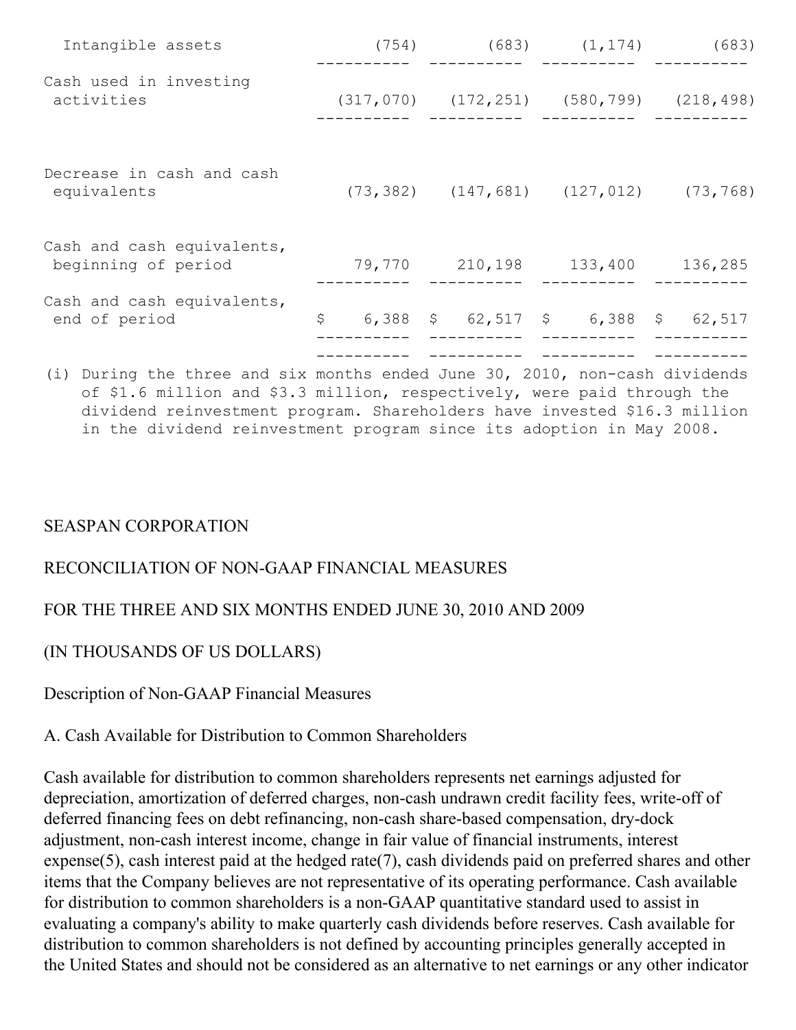| | | | | |
|---|---|---|---|---|
| Intangible assets | (754) | (683) | (1,174) | (683) |
| Cash used in investing activities | (317,070) | (172,251) | (580,799) | (218,498) |
| Decrease in cash and cash equivalents | (73,382) | (147,681) | (127,012) | (73,768) |
| Cash and cash equivalents, beginning of period | 79,770 | 210,198 | 133,400 | 136,285 |
| Cash and cash equivalents, end of period | $ 6,388 | $ 62,517 | $ 6,388 | $ 62,517 |

(i) During the three and six months ended June 30, 2010, non-cash dividends of $1.6 million and $3.3 million, respectively, were paid through the dividend reinvestment program. Shareholders have invested $16.3 million in the dividend reinvestment program since its adoption in May 2008.

SEASPAN CORPORATION

RECONCILIATION OF NON-GAAP FINANCIAL MEASURES

FOR THE THREE AND SIX MONTHS ENDED JUNE 30, 2010 AND 2009

(IN THOUSANDS OF US DOLLARS)

Description of Non-GAAP Financial Measures

A. Cash Available for Distribution to Common Shareholders

Cash available for distribution to common shareholders represents net earnings adjusted for depreciation, amortization of deferred charges, non-cash undrawn credit facility fees, write-off of deferred financing fees on debt refinancing, non-cash share-based compensation, dry-dock adjustment, non-cash interest income, change in fair value of financial instruments, interest expense(5), cash interest paid at the hedged rate(7), cash dividends paid on preferred shares and other items that the Company believes are not representative of its operating performance. Cash available for distribution to common shareholders is a non-GAAP quantitative standard used to assist in evaluating a company's ability to make quarterly cash dividends before reserves. Cash available for distribution to common shareholders is not defined by accounting principles generally accepted in the United States and should not be considered as an alternative to net earnings or any other indicator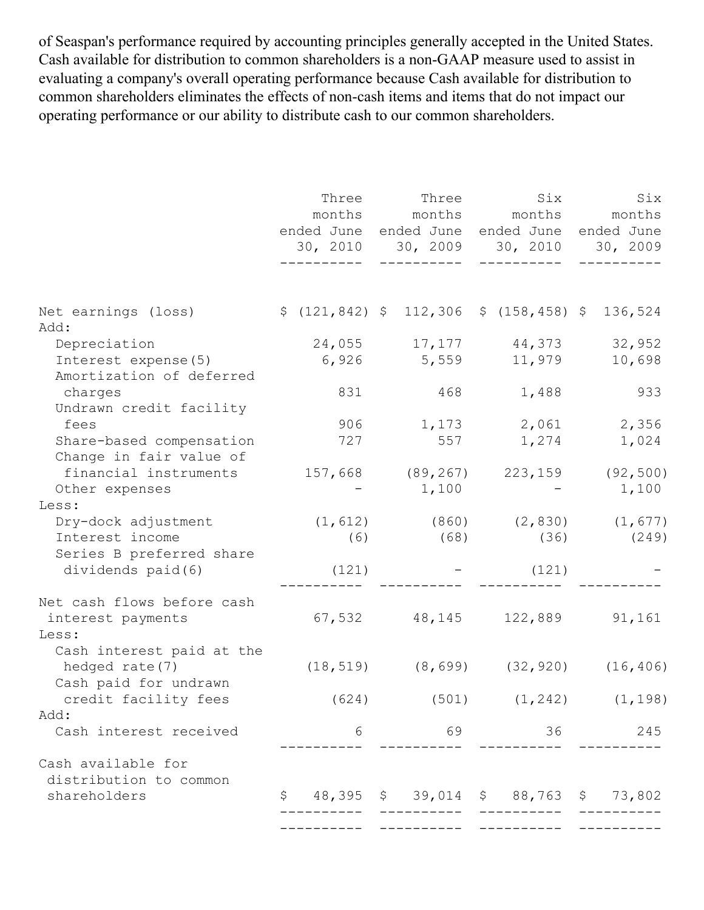of Seaspan's performance required by accounting principles generally accepted in the United States. Cash available for distribution to common shareholders is a non-GAAP measure used to assist in evaluating a company's overall operating performance because Cash available for distribution to common shareholders eliminates the effects of non-cash items and items that do not impact our operating performance or our ability to distribute cash to our common shareholders.

| | Three months ended June 30, 2010 | Three months ended June 30, 2009 | Six months ended June 30, 2010 | Six months ended June 30, 2009 |
|---|---|---|---|---|
| Net earnings (loss) | $ (121,842) | $ 112,306 | $ (158,458) | $ 136,524 |
| Add: | | | | |
| Depreciation | 24,055 | 17,177 | 44,373 | 32,952 |
| Interest expense(5) | 6,926 | 5,559 | 11,979 | 10,698 |
| Amortization of deferred charges | 831 | 468 | 1,488 | 933 |
| Undrawn credit facility fees | 906 | 1,173 | 2,061 | 2,356 |
| Share-based compensation | 727 | 557 | 1,274 | 1,024 |
| Change in fair value of financial instruments | 157,668 | (89,267) | 223,159 | (92,500) |
| Other expenses | - | 1,100 | - | 1,100 |
| Less: | | | | |
| Dry-dock adjustment | (1,612) | (860) | (2,830) | (1,677) |
| Interest income | (6) | (68) | (36) | (249) |
| Series B preferred share dividends paid(6) | (121) | - | (121) | - |
| Net cash flows before cash interest payments | 67,532 | 48,145 | 122,889 | 91,161 |
| Less: | | | | |
| Cash interest paid at the hedged rate(7) | (18,519) | (8,699) | (32,920) | (16,406) |
| Cash paid for undrawn credit facility fees | (624) | (501) | (1,242) | (1,198) |
| Add: | | | | |
| Cash interest received | 6 | 69 | 36 | 245 |
| Cash available for distribution to common shareholders | $ 48,395 | $ 39,014 | $ 88,763 | $ 73,802 |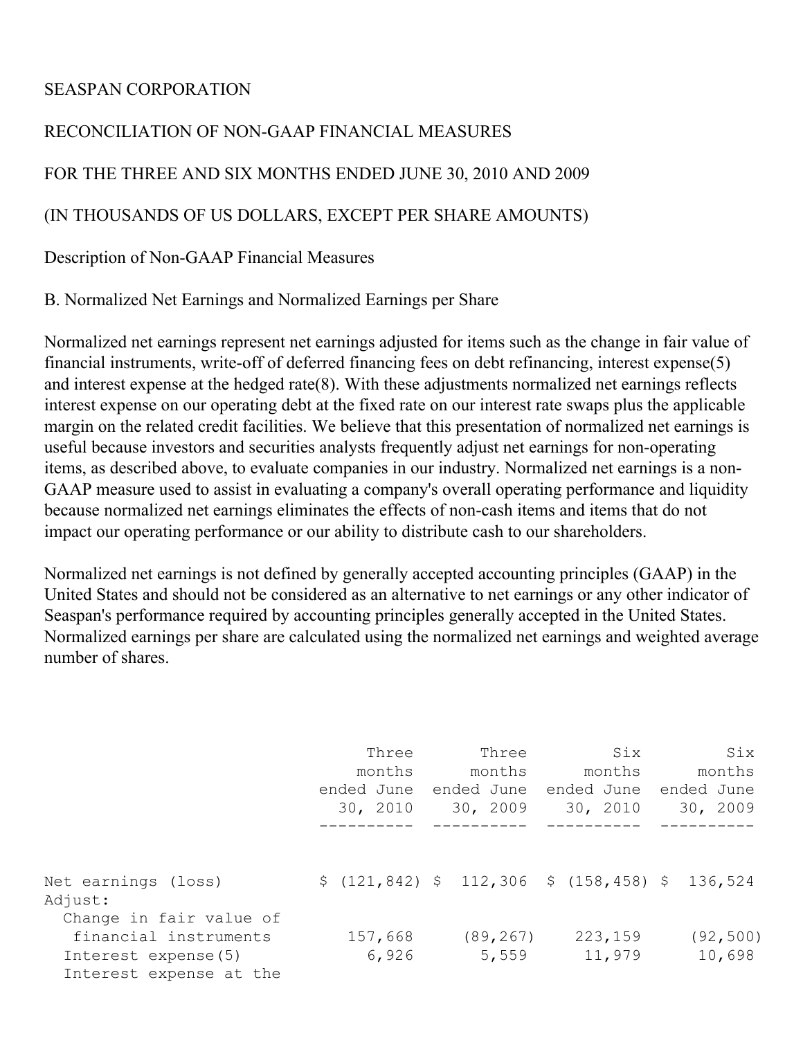SEASPAN CORPORATION

RECONCILIATION OF NON-GAAP FINANCIAL MEASURES

FOR THE THREE AND SIX MONTHS ENDED JUNE 30, 2010 AND 2009

(IN THOUSANDS OF US DOLLARS, EXCEPT PER SHARE AMOUNTS)

Description of Non-GAAP Financial Measures

B. Normalized Net Earnings and Normalized Earnings per Share

Normalized net earnings represent net earnings adjusted for items such as the change in fair value of financial instruments, write-off of deferred financing fees on debt refinancing, interest expense(5) and interest expense at the hedged rate(8). With these adjustments normalized net earnings reflects interest expense on our operating debt at the fixed rate on our interest rate swaps plus the applicable margin on the related credit facilities. We believe that this presentation of normalized net earnings is useful because investors and securities analysts frequently adjust net earnings for non-operating items, as described above, to evaluate companies in our industry. Normalized net earnings is a non-GAAP measure used to assist in evaluating a company's overall operating performance and liquidity because normalized net earnings eliminates the effects of non-cash items and items that do not impact our operating performance or our ability to distribute cash to our shareholders.

Normalized net earnings is not defined by generally accepted accounting principles (GAAP) in the United States and should not be considered as an alternative to net earnings or any other indicator of Seaspan's performance required by accounting principles generally accepted in the United States. Normalized earnings per share are calculated using the normalized net earnings and weighted average number of shares.

| | Three months ended June 30, 2010 | Three months ended June 30, 2009 | Six months ended June 30, 2010 | Six months ended June 30, 2009 |
|---|---|---|---|---|
| Net earnings (loss) | $ (121,842) | $ 112,306 | $ (158,458) | $ 136,524 |
| Adjust: | | | | |
| Change in fair value of financial instruments | 157,668 | (89,267) | 223,159 | (92,500) |
| Interest expense(5) | 6,926 | 5,559 | 11,979 | 10,698 |
| Interest expense at the | | | | |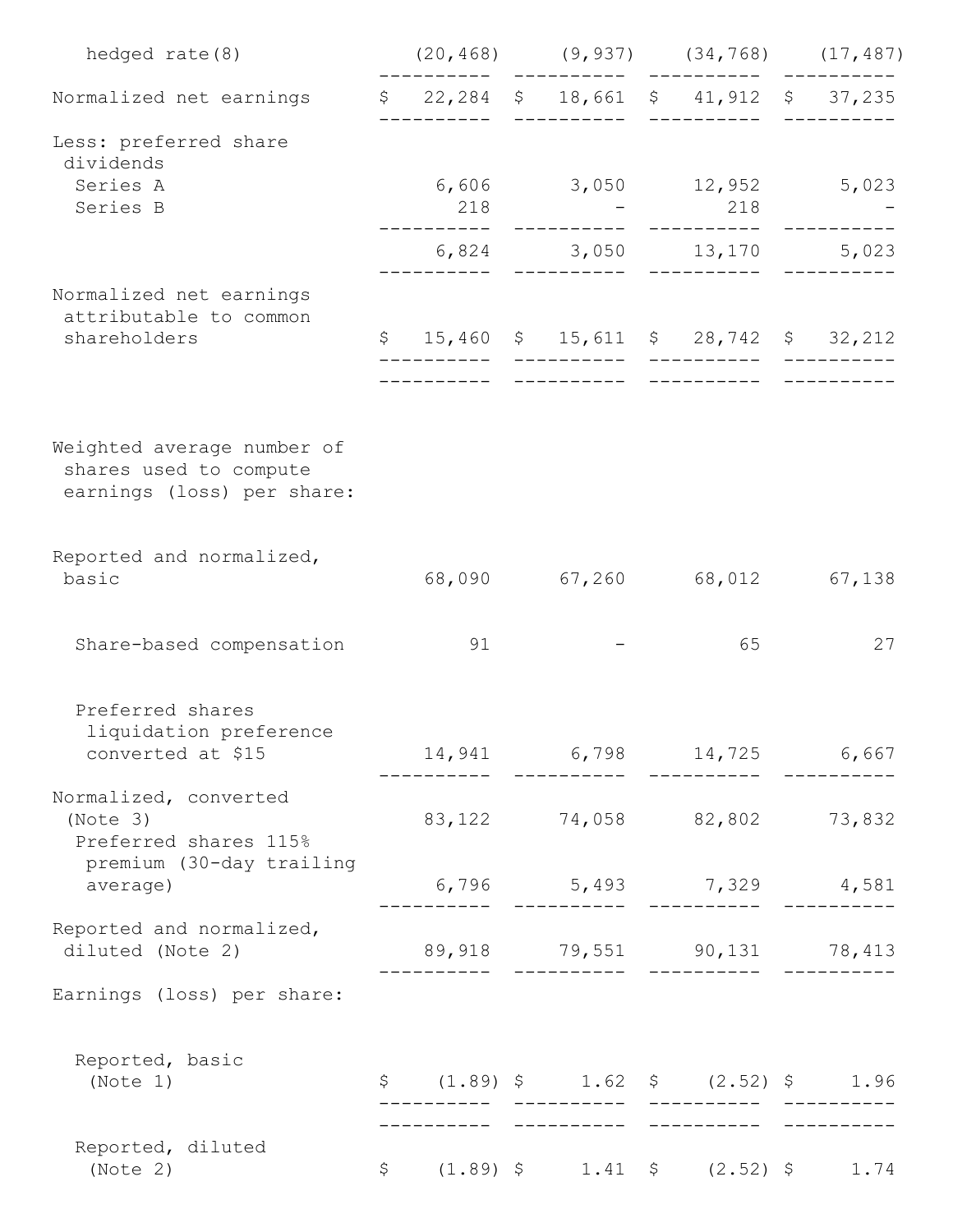| | | | | |
|---|---|---|---|---|
| hedged rate(8) | (20,468) | (9,937) | (34,768) | (17,487) |
| Normalized net earnings | $ 22,284 | $ 18,661 | $ 41,912 | $ 37,235 |
| Less: preferred share dividends | | | | |
| Series A | 6,606 | 3,050 | 12,952 | 5,023 |
| Series B | 218 | - | 218 | - |
| | 6,824 | 3,050 | 13,170 | 5,023 |
| Normalized net earnings attributable to common shareholders | $ 15,460 | $ 15,611 | $ 28,742 | $ 32,212 |
| Weighted average number of shares used to compute earnings (loss) per share: | | | | |
| Reported and normalized, basic | 68,090 | 67,260 | 68,012 | 67,138 |
| Share-based compensation | 91 | - | 65 | 27 |
| Preferred shares liquidation preference converted at $15 | 14,941 | 6,798 | 14,725 | 6,667 |
| Normalized, converted (Note 3) | 83,122 | 74,058 | 82,802 | 73,832 |
| Preferred shares 115% premium (30-day trailing average) | 6,796 | 5,493 | 7,329 | 4,581 |
| Reported and normalized, diluted (Note 2) | 89,918 | 79,551 | 90,131 | 78,413 |
| Earnings (loss) per share: | | | | |
| Reported, basic (Note 1) | $ (1.89) | $ 1.62 | $ (2.52) | $ 1.96 |
| Reported, diluted (Note 2) | $ (1.89) | $ 1.41 | $ (2.52) | $ 1.74 |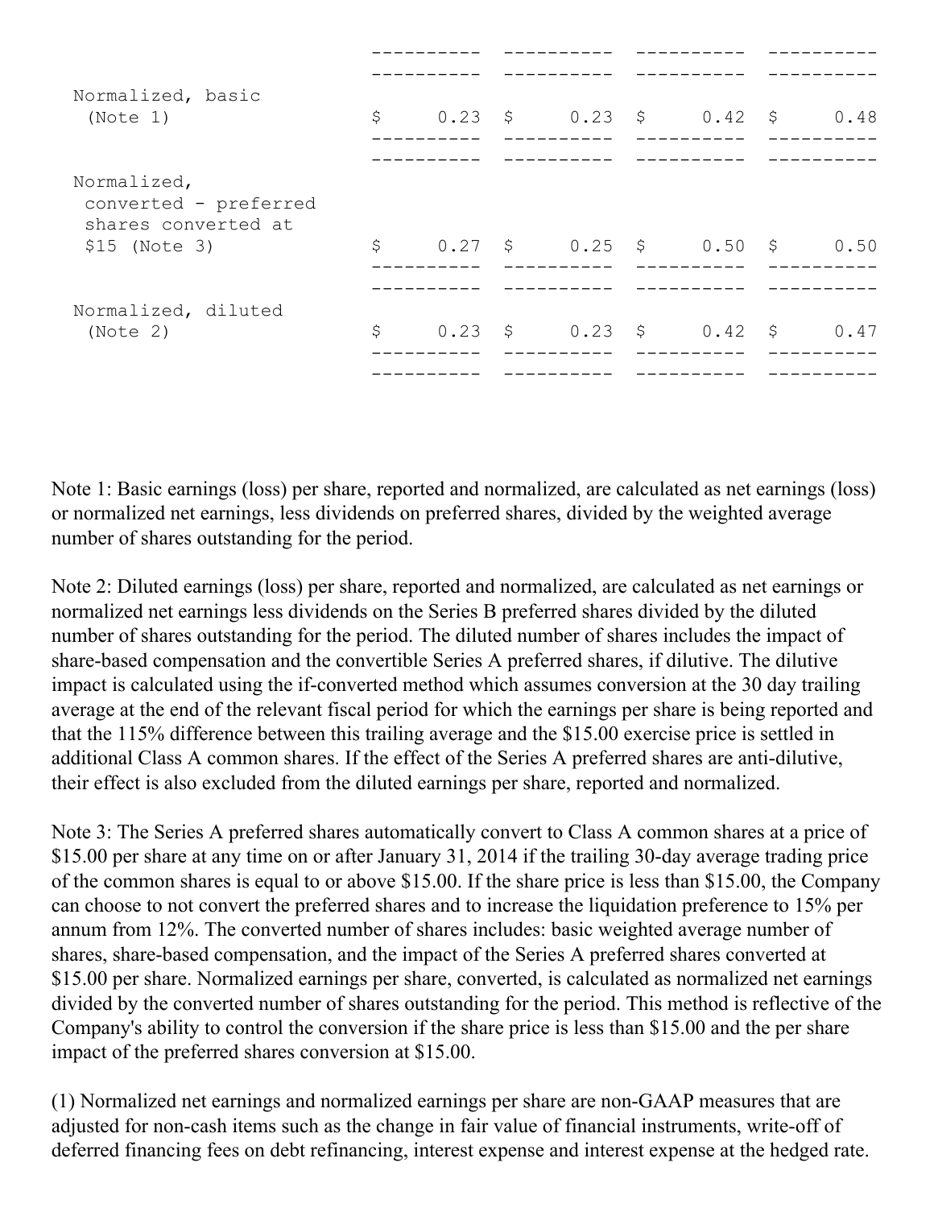| | | | | |
|---|---|---|---|---|
| Normalized, basic (Note 1) | $ 0.23 | $ 0.23 | $ 0.42 | $ 0.48 |
| Normalized, converted - preferred shares converted at $15 (Note 3) | $ 0.27 | $ 0.25 | $ 0.50 | $ 0.50 |
| Normalized, diluted (Note 2) | $ 0.23 | $ 0.23 | $ 0.42 | $ 0.47 |

Note 1: Basic earnings (loss) per share, reported and normalized, are calculated as net earnings (loss) or normalized net earnings, less dividends on preferred shares, divided by the weighted average number of shares outstanding for the period.

Note 2: Diluted earnings (loss) per share, reported and normalized, are calculated as net earnings or normalized net earnings less dividends on the Series B preferred shares divided by the diluted number of shares outstanding for the period. The diluted number of shares includes the impact of share-based compensation and the convertible Series A preferred shares, if dilutive. The dilutive impact is calculated using the if-converted method which assumes conversion at the 30 day trailing average at the end of the relevant fiscal period for which the earnings per share is being reported and that the 115% difference between this trailing average and the $15.00 exercise price is settled in additional Class A common shares. If the effect of the Series A preferred shares are anti-dilutive, their effect is also excluded from the diluted earnings per share, reported and normalized.

Note 3: The Series A preferred shares automatically convert to Class A common shares at a price of $15.00 per share at any time on or after January 31, 2014 if the trailing 30-day average trading price of the common shares is equal to or above $15.00. If the share price is less than $15.00, the Company can choose to not convert the preferred shares and to increase the liquidation preference to 15% per annum from 12%. The converted number of shares includes: basic weighted average number of shares, share-based compensation, and the impact of the Series A preferred shares converted at $15.00 per share. Normalized earnings per share, converted, is calculated as normalized net earnings divided by the converted number of shares outstanding for the period. This method is reflective of the Company's ability to control the conversion if the share price is less than $15.00 and the per share impact of the preferred shares conversion at $15.00.

(1) Normalized net earnings and normalized earnings per share are non-GAAP measures that are adjusted for non-cash items such as the change in fair value of financial instruments, write-off of deferred financing fees on debt refinancing, interest expense and interest expense at the hedged rate.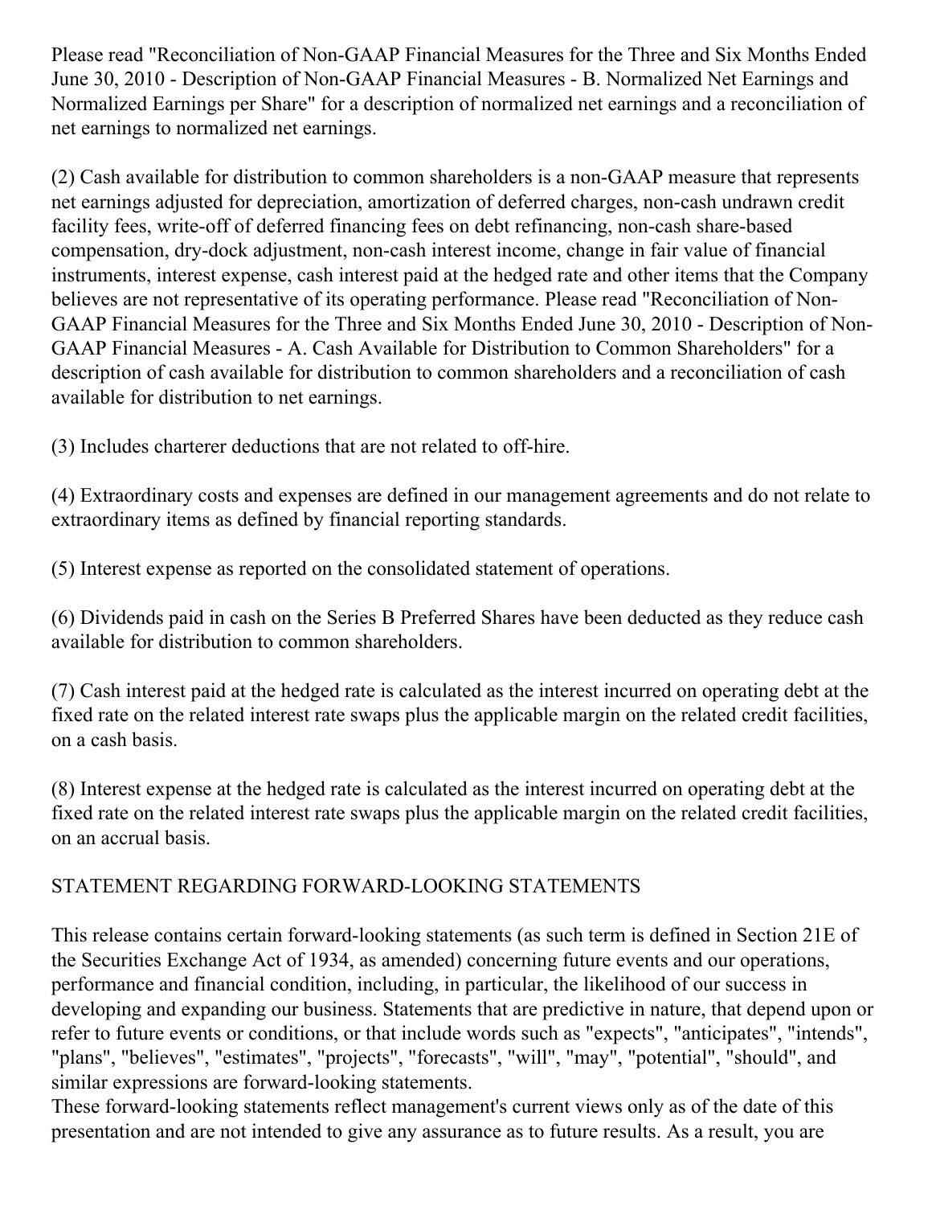Please read "Reconciliation of Non-GAAP Financial Measures for the Three and Six Months Ended June 30, 2010 - Description of Non-GAAP Financial Measures - B. Normalized Net Earnings and Normalized Earnings per Share" for a description of normalized net earnings and a reconciliation of net earnings to normalized net earnings.

(2) Cash available for distribution to common shareholders is a non-GAAP measure that represents net earnings adjusted for depreciation, amortization of deferred charges, non-cash undrawn credit facility fees, write-off of deferred financing fees on debt refinancing, non-cash share-based compensation, dry-dock adjustment, non-cash interest income, change in fair value of financial instruments, interest expense, cash interest paid at the hedged rate and other items that the Company believes are not representative of its operating performance. Please read "Reconciliation of Non-GAAP Financial Measures for the Three and Six Months Ended June 30, 2010 - Description of Non-GAAP Financial Measures - A. Cash Available for Distribution to Common Shareholders" for a description of cash available for distribution to common shareholders and a reconciliation of cash available for distribution to net earnings.

(3) Includes charterer deductions that are not related to off-hire.

(4) Extraordinary costs and expenses are defined in our management agreements and do not relate to extraordinary items as defined by financial reporting standards.

(5) Interest expense as reported on the consolidated statement of operations.

(6) Dividends paid in cash on the Series B Preferred Shares have been deducted as they reduce cash available for distribution to common shareholders.

(7) Cash interest paid at the hedged rate is calculated as the interest incurred on operating debt at the fixed rate on the related interest rate swaps plus the applicable margin on the related credit facilities, on a cash basis.

(8) Interest expense at the hedged rate is calculated as the interest incurred on operating debt at the fixed rate on the related interest rate swaps plus the applicable margin on the related credit facilities, on an accrual basis.

## STATEMENT REGARDING FORWARD-LOOKING STATEMENTS

This release contains certain forward-looking statements (as such term is defined in Section 21E of the Securities Exchange Act of 1934, as amended) concerning future events and our operations, performance and financial condition, including, in particular, the likelihood of our success in developing and expanding our business. Statements that are predictive in nature, that depend upon or refer to future events or conditions, or that include words such as "expects", "anticipates", "intends", "plans", "believes", "estimates", "projects", "forecasts", "will", "may", "potential", "should", and similar expressions are forward-looking statements.

These forward-looking statements reflect management's current views only as of the date of this presentation and are not intended to give any assurance as to future results. As a result, you are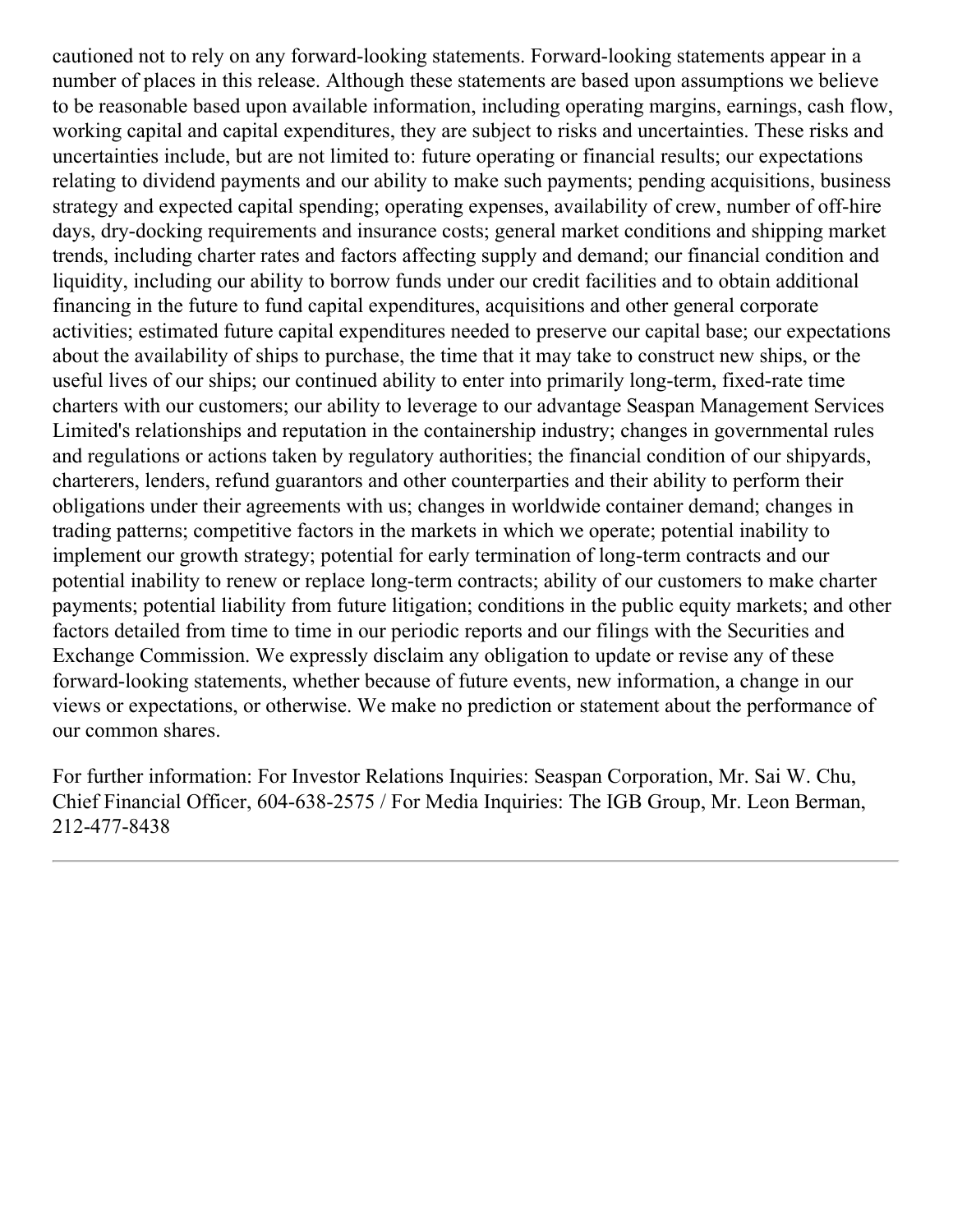cautioned not to rely on any forward-looking statements. Forward-looking statements appear in a number of places in this release. Although these statements are based upon assumptions we believe to be reasonable based upon available information, including operating margins, earnings, cash flow, working capital and capital expenditures, they are subject to risks and uncertainties. These risks and uncertainties include, but are not limited to: future operating or financial results; our expectations relating to dividend payments and our ability to make such payments; pending acquisitions, business strategy and expected capital spending; operating expenses, availability of crew, number of off-hire days, dry-docking requirements and insurance costs; general market conditions and shipping market trends, including charter rates and factors affecting supply and demand; our financial condition and liquidity, including our ability to borrow funds under our credit facilities and to obtain additional financing in the future to fund capital expenditures, acquisitions and other general corporate activities; estimated future capital expenditures needed to preserve our capital base; our expectations about the availability of ships to purchase, the time that it may take to construct new ships, or the useful lives of our ships; our continued ability to enter into primarily long-term, fixed-rate time charters with our customers; our ability to leverage to our advantage Seaspan Management Services Limited's relationships and reputation in the containership industry; changes in governmental rules and regulations or actions taken by regulatory authorities; the financial condition of our shipyards, charterers, lenders, refund guarantors and other counterparties and their ability to perform their obligations under their agreements with us; changes in worldwide container demand; changes in trading patterns; competitive factors in the markets in which we operate; potential inability to implement our growth strategy; potential for early termination of long-term contracts and our potential inability to renew or replace long-term contracts; ability of our customers to make charter payments; potential liability from future litigation; conditions in the public equity markets; and other factors detailed from time to time in our periodic reports and our filings with the Securities and Exchange Commission. We expressly disclaim any obligation to update or revise any of these forward-looking statements, whether because of future events, new information, a change in our views or expectations, or otherwise. We make no prediction or statement about the performance of our common shares.

For further information: For Investor Relations Inquiries: Seaspan Corporation, Mr. Sai W. Chu, Chief Financial Officer, 604-638-2575 / For Media Inquiries: The IGB Group, Mr. Leon Berman, 212-477-8438

---